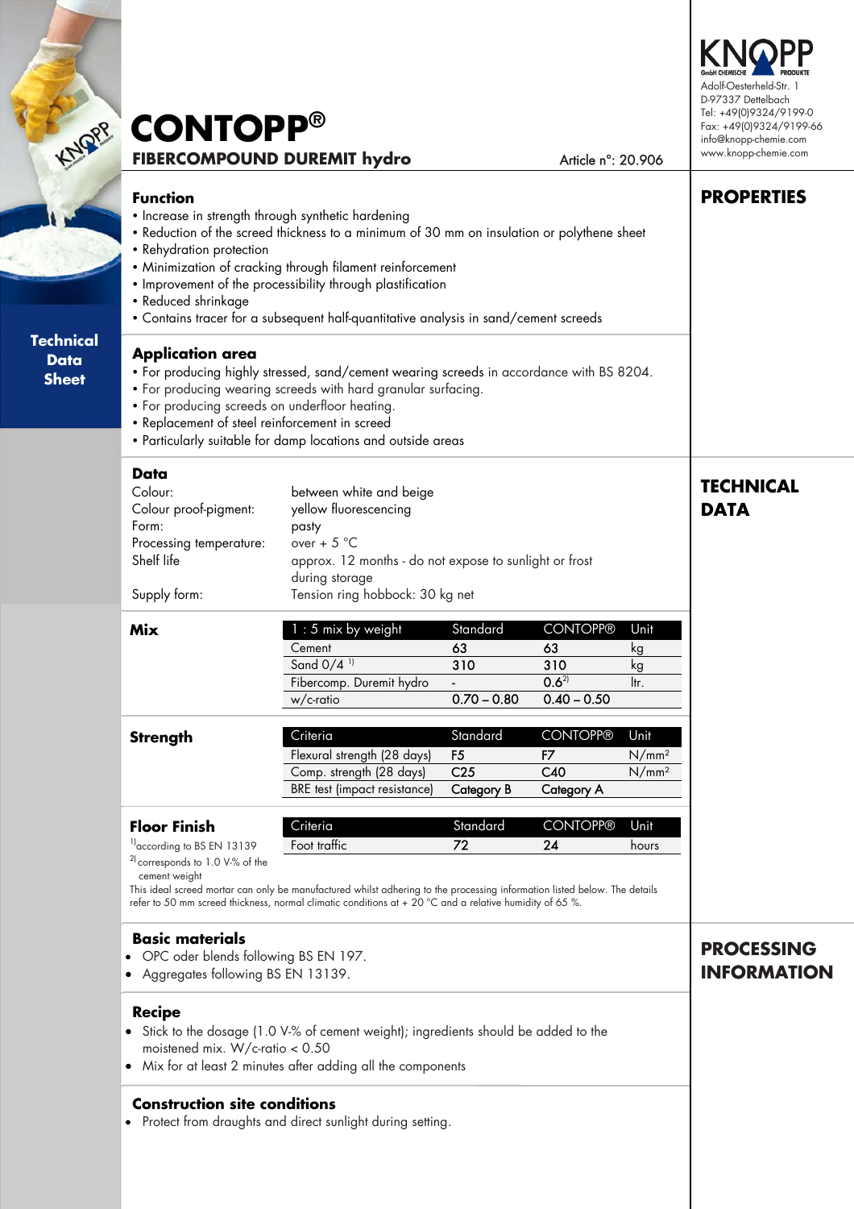# CONTOPP®

## FIBERCOMPOUND DUREMIT hydro

Article n°: 20.906

KNOPP GmbH CHEMISCHE PRODUKTE
Adolf-Oesterheld-Str. 1
D-97337 Dettelbach
Tel: +49(0)9324/9199-0
Fax: +49(0)9324/9199-66
info@knopp-chemie.com
www.knopp-chemie.com

**Technical Data Sheet**

## PROPERTIES

### Function

- Increase in strength through synthetic hardening
- Reduction of the screed thickness to a minimum of 30 mm on insulation or polythene sheet
- Rehydration protection
- Minimization of cracking through filament reinforcement
- Improvement of the processibility through plastification
- Reduced shrinkage
- Contains tracer for a subsequent half-quantitative analysis in sand/cement screeds

### Application area

- For producing highly stressed, sand/cement wearing screeds in accordance with BS 8204.
- For producing wearing screeds with hard granular surfacing.
- For producing screeds on underfloor heating.
- Replacement of steel reinforcement in screed
- Particularly suitable for damp locations and outside areas

## TECHNICAL DATA

### Data

| | |
|---|---|
| Colour: | between white and beige |
| Colour proof-pigment: | yellow fluorescencing |
| Form: | pasty |
| Processing temperature: | over + 5 °C |
| Shelf life | approx. 12 months - do not expose to sunlight or frost during storage |
| Supply form: | Tension ring hobbock: 30 kg net |

### Mix

| 1 : 5 mix by weight | Standard | CONTOPP® | Unit |
|---|---|---|---|
| Cement | 63 | 63 | kg |
| Sand 0/4 [1] | 310 | 310 | kg |
| Fibercomp. Duremit hydro | - | 0.6[2] | ltr. |
| w/c-ratio | 0.70 – 0.80 | 0.40 – 0.50 | |

### Strength

| Criteria | Standard | CONTOPP® | Unit |
|---|---|---|---|
| Flexural strength (28 days) | F5 | F7 | N/mm² |
| Comp. strength (28 days) | C25 | C40 | N/mm² |
| BRE test (impact resistance) | Category B | Category A | |

### Floor Finish

| Criteria | Standard | CONTOPP® | Unit |
|---|---|---|---|
| Foot traffic | 72 | 24 | hours |

[1] according to BS EN 13139
[2] corresponds to 1.0 V-% of the cement weight

This ideal screed mortar can only be manufactured whilst adhering to the processing information listed below. The details refer to 50 mm screed thickness, normal climatic conditions at + 20 °C and a relative humidity of 65 %.

## PROCESSING INFORMATION

### Basic materials

- OPC oder blends following BS EN 197.
- Aggregates following BS EN 13139.

### Recipe

- Stick to the dosage (1.0 V-% of cement weight); ingredients should be added to the moistened mix. W/c-ratio < 0.50
- Mix for at least 2 minutes after adding all the components

### Construction site conditions

- Protect from draughts and direct sunlight during setting.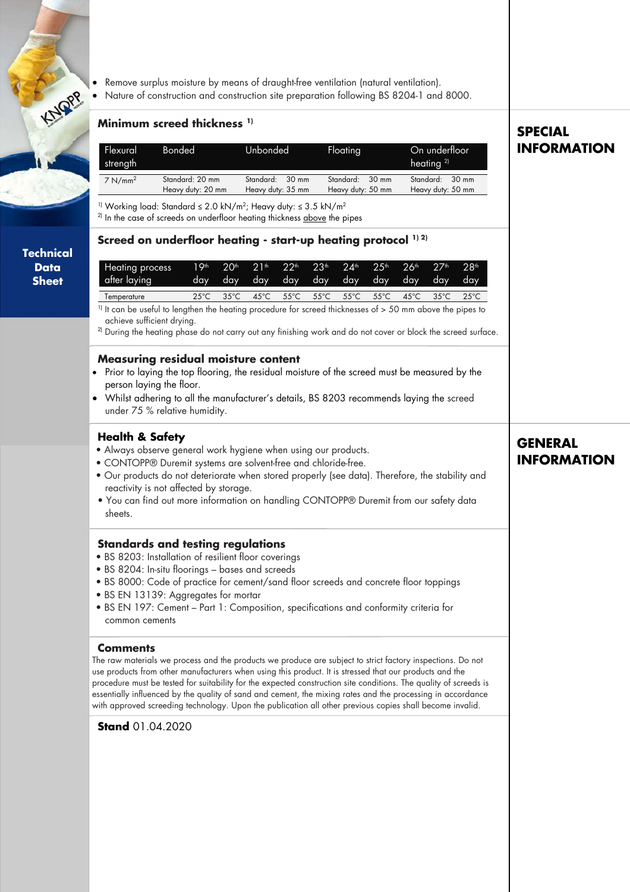- Remove surplus moisture by means of draught-free ventilation (natural ventilation).
- Nature of construction and construction site preparation following BS 8204-1 and 8000.

## SPECIAL INFORMATION

### Minimum screed thickness [1)]

| Flexural strength | Bonded | Unbonded | Floating | On underfloor heating [2)] |
|---|---|---|---|---|
| 7 N/mm² | Standard: 20 mm<br>Heavy duty: 20 mm | Standard: 30 mm<br>Heavy duty: 35 mm | Standard: 30 mm<br>Heavy duty: 50 mm | Standard: 30 mm<br>Heavy duty: 50 mm |

[1)] Working load: Standard ≤ 2.0 kN/m²; Heavy duty: ≤ 3.5 kN/m²
[2)] In the case of screeds on underfloor heating thickness above the pipes

### Screed on underfloor heating - start-up heating protocol [1) 2)]

| Heating process after laying | 19th day | 20th day | 21th day | 22th day | 23th day | 24th day | 25th day | 26th day | 27th day | 28th day |
|---|---|---|---|---|---|---|---|---|---|---|
| Temperature | 25°C | 35°C | 45°C | 55°C | 55°C | 55°C | 55°C | 45°C | 35°C | 25°C |

[1)] It can be useful to lengthen the heating procedure for screed thicknesses of > 50 mm above the pipes to achieve sufficient drying.
[2)] During the heating phase do not carry out any finishing work and do not cover or block the screed surface.

### Measuring residual moisture content

- Prior to laying the top flooring, the residual moisture of the screed must be measured by the person laying the floor.
- Whilst adhering to all the manufacturer's details, BS 8203 recommends laying the screed under 75 % relative humidity.

## GENERAL INFORMATION

### Health & Safety

- Always observe general work hygiene when using our products.
- CONTOPP® Duremit systems are solvent-free and chloride-free.
- Our products do not deteriorate when stored properly (see data). Therefore, the stability and reactivity is not affected by storage.
- You can find out more information on handling CONTOPP® Duremit from our safety data sheets.

### Standards and testing regulations

- BS 8203: Installation of resilient floor coverings
- BS 8204: In-situ floorings – bases and screeds
- BS 8000: Code of practice for cement/sand floor screeds and concrete floor toppings
- BS EN 13139: Aggregates for mortar
- BS EN 197: Cement – Part 1: Composition, specifications and conformity criteria for common cements

### Comments

The raw materials we process and the products we produce are subject to strict factory inspections. Do not use products from other manufacturers when using this product. It is stressed that our products and the procedure must be tested for suitability for the expected construction site conditions. The quality of screeds is essentially influenced by the quality of sand and cement, the mixing rates and the processing in accordance with approved screeding technology. Upon the publication all other previous copies shall become invalid.

**Stand** 01.04.2020